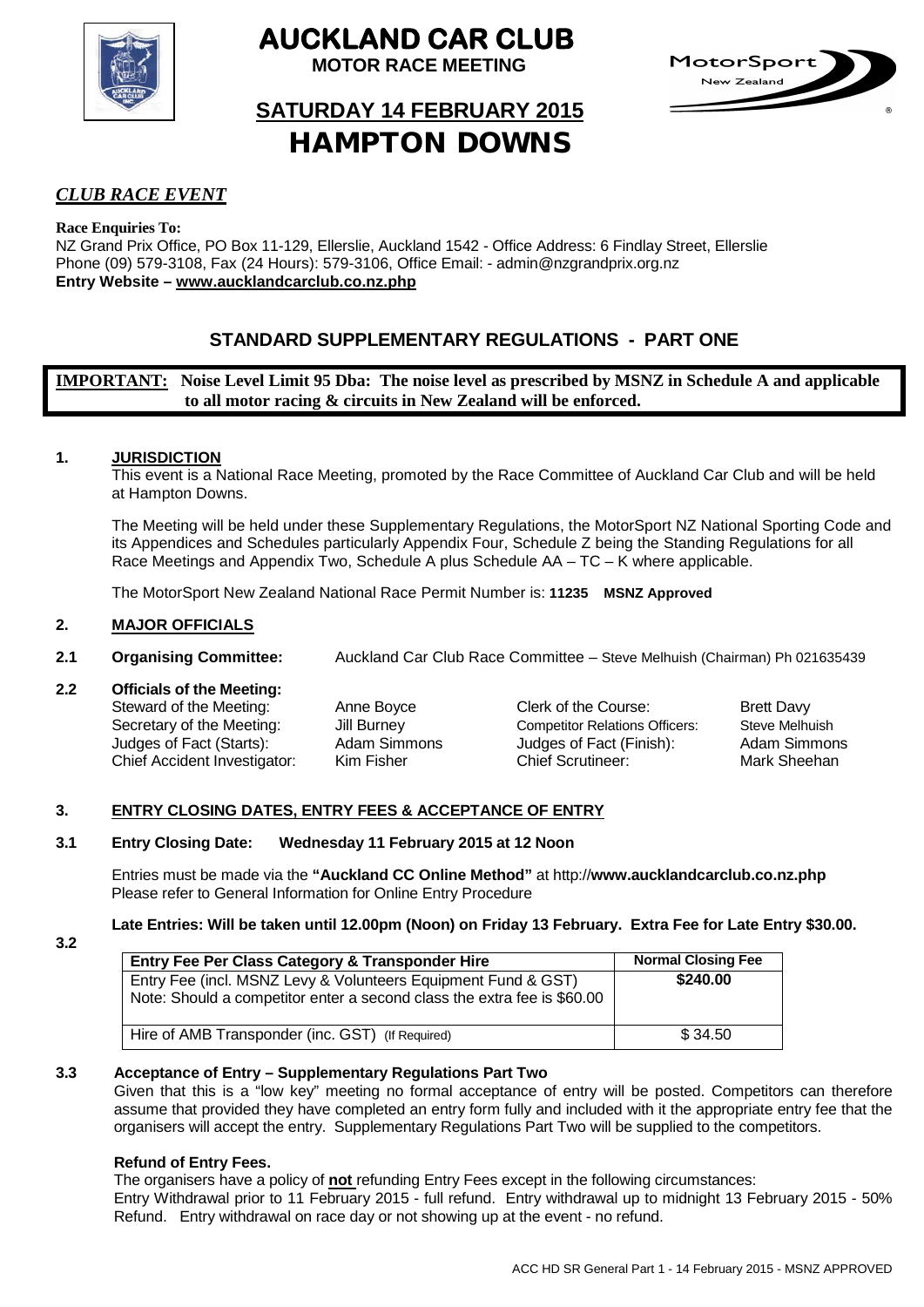# AUCKLAND CAR CLUB

**MOTOR RACE MEETING**

## SATURDAY 14 FEBRUARY 2015

# HAMPTON DOWNS

***CLUB RACE EVENT***

**Race Enquiries To:**
NZ Grand Prix Office, PO Box 11-129, Ellerslie, Auckland 1542 - Office Address: 6 Findlay Street, Ellerslie
Phone (09) 579-3108, Fax (24 Hours): 579-3106, Office Email: - admin@nzgrandprix.org.nz
**Entry Website – www.aucklandcarclub.co.nz.php**

## STANDARD SUPPLEMENTARY REGULATIONS - PART ONE

**IMPORTANT: Noise Level Limit 95 Dba: The noise level as prescribed by MSNZ in Schedule A and applicable to all motor racing & circuits in New Zealand will be enforced.**

### 1. JURISDICTION

This event is a National Race Meeting, promoted by the Race Committee of Auckland Car Club and will be held at Hampton Downs.

The Meeting will be held under these Supplementary Regulations, the MotorSport NZ National Sporting Code and its Appendices and Schedules particularly Appendix Four, Schedule Z being the Standing Regulations for all Race Meetings and Appendix Two, Schedule A plus Schedule AA – TC – K where applicable.

The MotorSport New Zealand National Race Permit Number is: **11235 MSNZ Approved**

### 2. MAJOR OFFICIALS

**2.1 Organising Committee:** Auckland Car Club Race Committee – Steve Melhuish (Chairman) Ph 021635439

**2.2 Officials of the Meeting:**

| | | | |
|---|---|---|---|
| Steward of the Meeting: | Anne Boyce | Clerk of the Course: | Brett Davy |
| Secretary of the Meeting: | Jill Burney | Competitor Relations Officers: | Steve Melhuish |
| Judges of Fact (Starts): | Adam Simmons | Judges of Fact (Finish): | Adam Simmons |
| Chief Accident Investigator: | Kim Fisher | Chief Scrutineer: | Mark Sheehan |

### 3. ENTRY CLOSING DATES, ENTRY FEES & ACCEPTANCE OF ENTRY

**3.1 Entry Closing Date: Wednesday 11 February 2015 at 12 Noon**

Entries must be made via the **"Auckland CC Online Method"** at http://**www.aucklandcarclub.co.nz.php**
Please refer to General Information for Online Entry Procedure

**Late Entries: Will be taken until 12.00pm (Noon) on Friday 13 February. Extra Fee for Late Entry $30.00.**

**3.2**

| Entry Fee Per Class Category & Transponder Hire | Normal Closing Fee |
|---|---|
| Entry Fee (incl. MSNZ Levy & Volunteers Equipment Fund & GST)<br>Note: Should a competitor enter a second class the extra fee is $60.00 | **$240.00** |
| Hire of AMB Transponder (inc. GST) (If Required) | $ 34.50 |

**3.3 Acceptance of Entry – Supplementary Regulations Part Two**

Given that this is a "low key" meeting no formal acceptance of entry will be posted. Competitors can therefore assume that provided they have completed an entry form fully and included with it the appropriate entry fee that the organisers will accept the entry. Supplementary Regulations Part Two will be supplied to the competitors.

**Refund of Entry Fees.**

The organisers have a policy of **not** refunding Entry Fees except in the following circumstances:
Entry Withdrawal prior to 11 February 2015 - full refund. Entry withdrawal up to midnight 13 February 2015 - 50% Refund. Entry withdrawal on race day or not showing up at the event - no refund.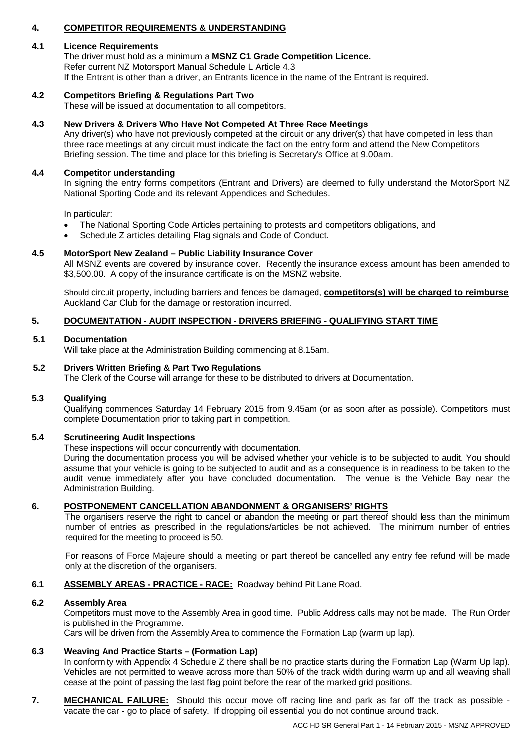## 4. COMPETITOR REQUIREMENTS & UNDERSTANDING

### 4.1 Licence Requirements

The driver must hold as a minimum a **MSNZ C1 Grade Competition Licence.**
Refer current NZ Motorsport Manual Schedule L Article 4.3
If the Entrant is other than a driver, an Entrants licence in the name of the Entrant is required.

### 4.2 Competitors Briefing & Regulations Part Two

These will be issued at documentation to all competitors.

### 4.3 New Drivers & Drivers Who Have Not Competed At Three Race Meetings

Any driver(s) who have not previously competed at the circuit or any driver(s) that have competed in less than three race meetings at any circuit must indicate the fact on the entry form and attend the New Competitors Briefing session. The time and place for this briefing is Secretary's Office at 9.00am.

### 4.4 Competitor understanding

In signing the entry forms competitors (Entrant and Drivers) are deemed to fully understand the MotorSport NZ National Sporting Code and its relevant Appendices and Schedules.

In particular:

- The National Sporting Code Articles pertaining to protests and competitors obligations, and
- Schedule Z articles detailing Flag signals and Code of Conduct.

### 4.5 MotorSport New Zealand – Public Liability Insurance Cover

All MSNZ events are covered by insurance cover. Recently the insurance excess amount has been amended to \$3,500.00. A copy of the insurance certificate is on the MSNZ website.

Should circuit property, including barriers and fences be damaged, **competitors(s) will be charged to reimburse** Auckland Car Club for the damage or restoration incurred.

## 5. DOCUMENTATION - AUDIT INSPECTION - DRIVERS BRIEFING - QUALIFYING START TIME

### 5.1 Documentation

Will take place at the Administration Building commencing at 8.15am.

### 5.2 Drivers Written Briefing & Part Two Regulations

The Clerk of the Course will arrange for these to be distributed to drivers at Documentation.

### 5.3 Qualifying

Qualifying commences Saturday 14 February 2015 from 9.45am (or as soon after as possible). Competitors must complete Documentation prior to taking part in competition.

### 5.4 Scrutineering Audit Inspections

These inspections will occur concurrently with documentation.
During the documentation process you will be advised whether your vehicle is to be subjected to audit. You should assume that your vehicle is going to be subjected to audit and as a consequence is in readiness to be taken to the audit venue immediately after you have concluded documentation. The venue is the Vehicle Bay near the Administration Building.

## 6. POSTPONEMENT CANCELLATION ABANDONMENT & ORGANISERS' RIGHTS

The organisers reserve the right to cancel or abandon the meeting or part thereof should less than the minimum number of entries as prescribed in the regulations/articles be not achieved. The minimum number of entries required for the meeting to proceed is 50.

For reasons of Force Majeure should a meeting or part thereof be cancelled any entry fee refund will be made only at the discretion of the organisers.

### 6.1 ASSEMBLY AREAS - PRACTICE - RACE: Roadway behind Pit Lane Road.

### 6.2 Assembly Area

Competitors must move to the Assembly Area in good time. Public Address calls may not be made. The Run Order is published in the Programme.
Cars will be driven from the Assembly Area to commence the Formation Lap (warm up lap).

### 6.3 Weaving And Practice Starts – (Formation Lap)

In conformity with Appendix 4 Schedule Z there shall be no practice starts during the Formation Lap (Warm Up lap). Vehicles are not permitted to weave across more than 50% of the track width during warm up and all weaving shall cease at the point of passing the last flag point before the rear of the marked grid positions.

## 7. MECHANICAL FAILURE:

Should this occur move off racing line and park as far off the track as possible - vacate the car - go to place of safety. If dropping oil essential you do not continue around track.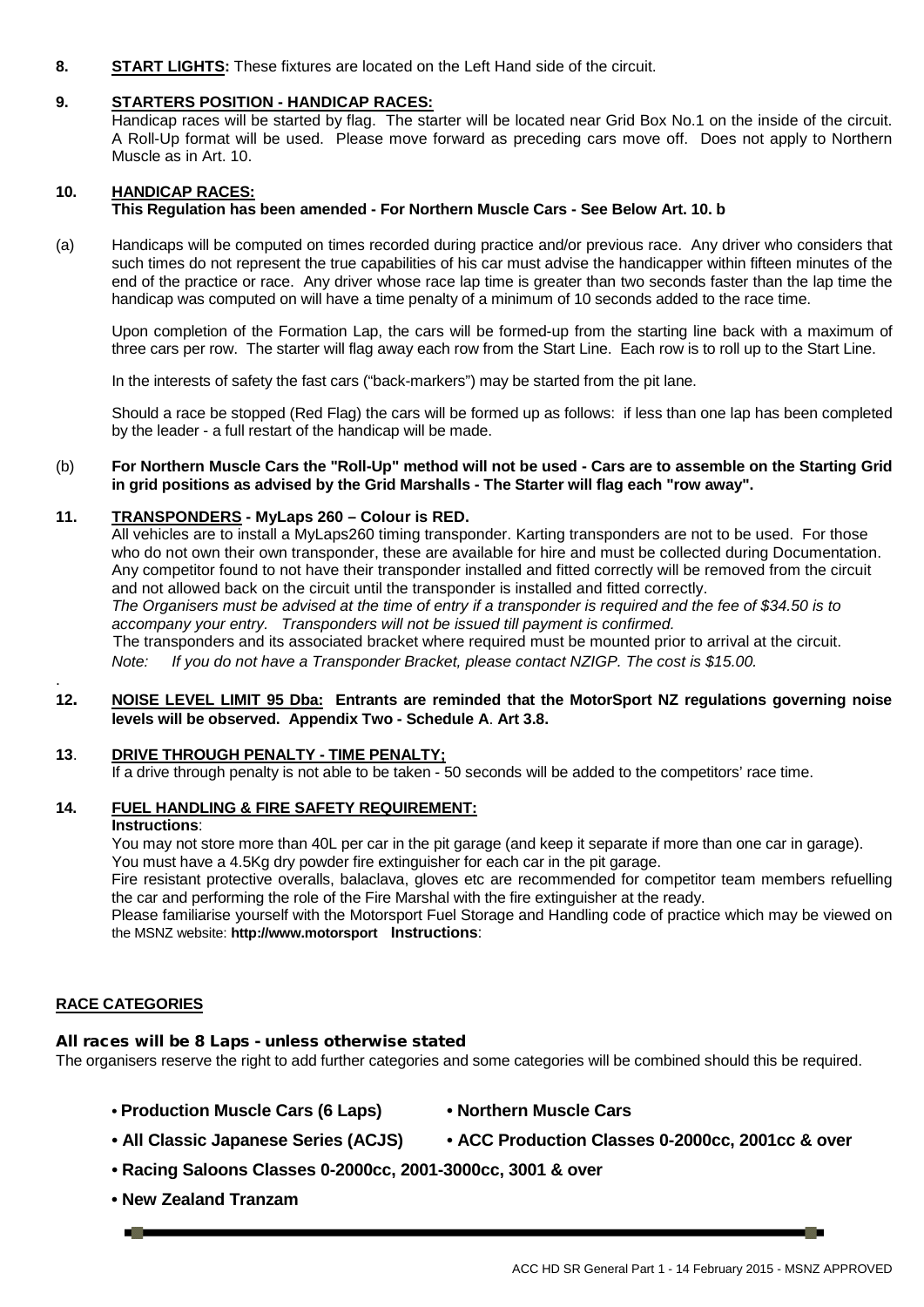**8. START LIGHTS:** These fixtures are located on the Left Hand side of the circuit.

**9. STARTERS POSITION - HANDICAP RACES:**

Handicap races will be started by flag. The starter will be located near Grid Box No.1 on the inside of the circuit. A Roll-Up format will be used. Please move forward as preceding cars move off. Does not apply to Northern Muscle as in Art. 10.

**10. HANDICAP RACES:**

**This Regulation has been amended - For Northern Muscle Cars - See Below Art. 10. b**

(a) Handicaps will be computed on times recorded during practice and/or previous race. Any driver who considers that such times do not represent the true capabilities of his car must advise the handicapper within fifteen minutes of the end of the practice or race. Any driver whose race lap time is greater than two seconds faster than the lap time the handicap was computed on will have a time penalty of a minimum of 10 seconds added to the race time.

Upon completion of the Formation Lap, the cars will be formed-up from the starting line back with a maximum of three cars per row. The starter will flag away each row from the Start Line. Each row is to roll up to the Start Line.

In the interests of safety the fast cars ("back-markers") may be started from the pit lane.

Should a race be stopped (Red Flag) the cars will be formed up as follows: if less than one lap has been completed by the leader - a full restart of the handicap will be made.

(b) **For Northern Muscle Cars the "Roll-Up" method will not be used - Cars are to assemble on the Starting Grid in grid positions as advised by the Grid Marshalls - The Starter will flag each "row away".**

**11. TRANSPONDERS - MyLaps 260 – Colour is RED.**

All vehicles are to install a MyLaps260 timing transponder. Karting transponders are not to be used. For those who do not own their own transponder, these are available for hire and must be collected during Documentation. Any competitor found to not have their transponder installed and fitted correctly will be removed from the circuit and not allowed back on the circuit until the transponder is installed and fitted correctly.

*The Organisers must be advised at the time of entry if a transponder is required and the fee of $34.50 is to accompany your entry. Transponders will not be issued till payment is confirmed.*

The transponders and its associated bracket where required must be mounted prior to arrival at the circuit.

*Note: If you do not have a Transponder Bracket, please contact NZIGP. The cost is $15.00.*

**12. NOISE LEVEL LIMIT 95 Dba: Entrants are reminded that the MotorSport NZ regulations governing noise levels will be observed. Appendix Two - Schedule A. Art 3.8.**

**13. DRIVE THROUGH PENALTY - TIME PENALTY;**

If a drive through penalty is not able to be taken - 50 seconds will be added to the competitors' race time.

**14. FUEL HANDLING & FIRE SAFETY REQUIREMENT:**

**Instructions**:

You may not store more than 40L per car in the pit garage (and keep it separate if more than one car in garage).

You must have a 4.5Kg dry powder fire extinguisher for each car in the pit garage.

Fire resistant protective overalls, balaclava, gloves etc are recommended for competitor team members refuelling the car and performing the role of the Fire Marshal with the fire extinguisher at the ready.

Please familiarise yourself with the Motorsport Fuel Storage and Handling code of practice which may be viewed on the MSNZ website: **http://www.motorsport** **Instructions**:

**RACE CATEGORIES**

**All races will be 8 Laps - unless otherwise stated**

The organisers reserve the right to add further categories and some categories will be combined should this be required.

- **Production Muscle Cars (6 Laps)**
- **Northern Muscle Cars**
- **All Classic Japanese Series (ACJS)**
- **ACC Production Classes 0-2000cc, 2001cc & over**
- **Racing Saloons Classes 0-2000cc, 2001-3000cc, 3001 & over**
- **New Zealand Tranzam**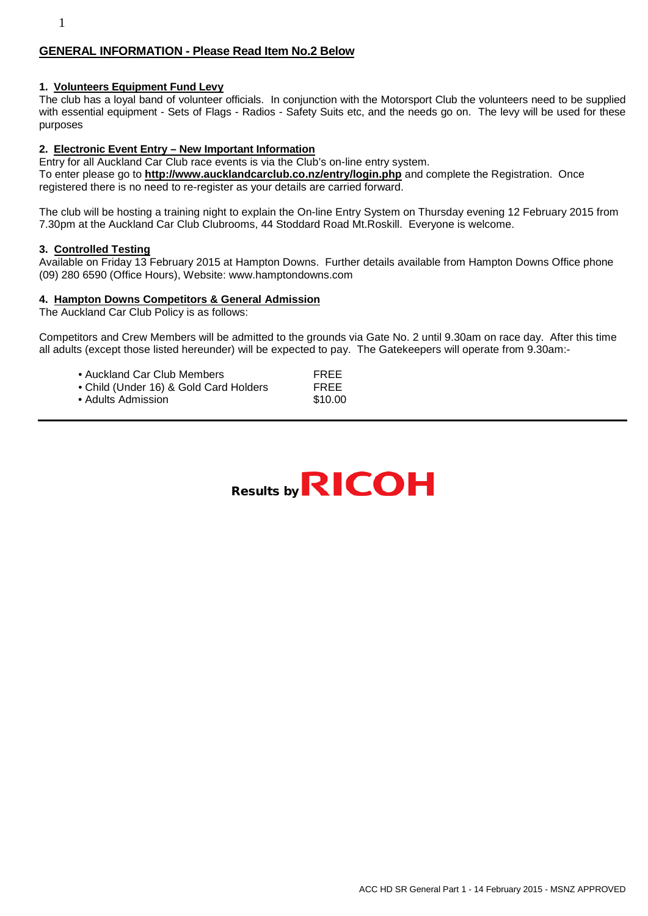## GENERAL INFORMATION - Please Read Item No.2 Below

### 1. Volunteers Equipment Fund Levy

The club has a loyal band of volunteer officials. In conjunction with the Motorsport Club the volunteers need to be supplied with essential equipment - Sets of Flags - Radios - Safety Suits etc, and the needs go on. The levy will be used for these purposes

### 2. Electronic Event Entry – New Important Information

Entry for all Auckland Car Club race events is via the Club's on-line entry system.
To enter please go to **http://www.aucklandcarclub.co.nz/entry/login.php** and complete the Registration. Once registered there is no need to re-register as your details are carried forward.

The club will be hosting a training night to explain the On-line Entry System on Thursday evening 12 February 2015 from 7.30pm at the Auckland Car Club Clubrooms, 44 Stoddard Road Mt.Roskill. Everyone is welcome.

### 3. Controlled Testing

Available on Friday 13 February 2015 at Hampton Downs. Further details available from Hampton Downs Office phone (09) 280 6590 (Office Hours), Website: www.hamptondowns.com

### 4. Hampton Downs Competitors & General Admission

The Auckland Car Club Policy is as follows:

Competitors and Crew Members will be admitted to the grounds via Gate No. 2 until 9.30am on race day. After this time all adults (except those listed hereunder) will be expected to pay. The Gatekeepers will operate from 9.30am:-

| | |
|---|---|
| • Auckland Car Club Members | FREE |
| • Child (Under 16) & Gold Card Holders | FREE |
| • Adults Admission | $10.00 |

---

Results by RICOH

ACC HD SR General Part 1 - 14 February 2015 - MSNZ APPROVED